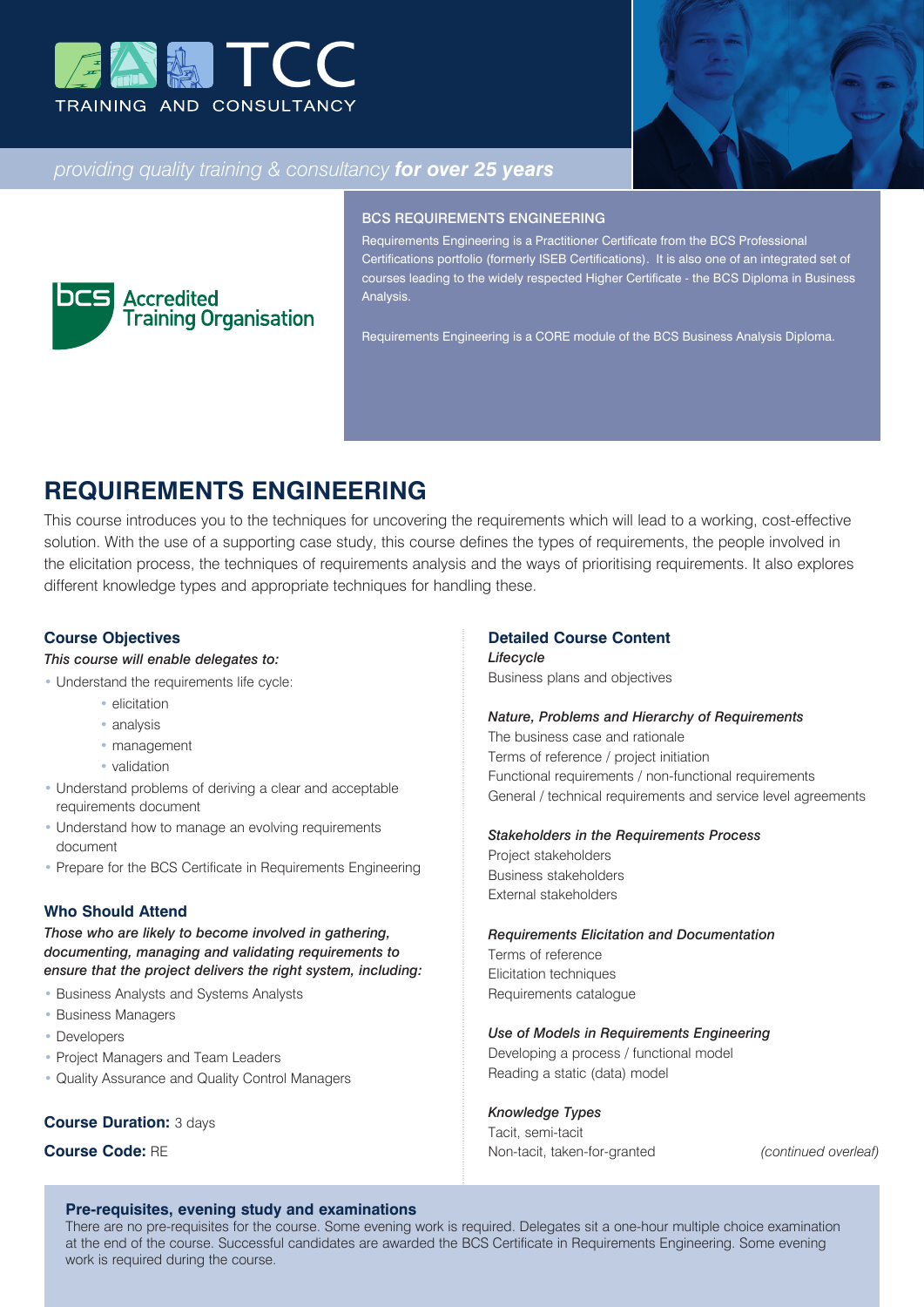TCC

TRAINING AND CONSULTANCY

*providing quality training & consultancy* ***for over 25 years***

bcs Accredited Training Organisation

### BCS REQUIREMENTS ENGINEERING

Requirements Engineering is a Practitioner Certificate from the BCS Professional Certifications portfolio (formerly ISEB Certifications). It is also one of an integrated set of courses leading to the widely respected Higher Certificate - the BCS Diploma in Business Analysis.

Requirements Engineering is a CORE module of the BCS Business Analysis Diploma.

# REQUIREMENTS ENGINEERING

This course introduces you to the techniques for uncovering the requirements which will lead to a working, cost-effective solution. With the use of a supporting case study, this course defines the types of requirements, the people involved in the elicitation process, the techniques of requirements analysis and the ways of prioritising requirements. It also explores different knowledge types and appropriate techniques for handling these.

### Course Objectives

*This course will enable delegates to:*

- Understand the requirements life cycle:
  - elicitation
  - analysis
  - management
  - validation
- Understand problems of deriving a clear and acceptable requirements document
- Understand how to manage an evolving requirements document
- Prepare for the BCS Certificate in Requirements Engineering

### Who Should Attend

***Those who are likely to become involved in gathering, documenting, managing and validating requirements to ensure that the project delivers the right system, including:***

- Business Analysts and Systems Analysts
- Business Managers
- Developers
- Project Managers and Team Leaders
- Quality Assurance and Quality Control Managers

**Course Duration:** 3 days

**Course Code:** RE

### Detailed Course Content

***Lifecycle***

Business plans and objectives

***Nature, Problems and Hierarchy of Requirements***

The business case and rationale
Terms of reference / project initiation
Functional requirements / non-functional requirements
General / technical requirements and service level agreements

***Stakeholders in the Requirements Process***

Project stakeholders
Business stakeholders
External stakeholders

***Requirements Elicitation and Documentation***

Terms of reference
Elicitation techniques
Requirements catalogue

***Use of Models in Requirements Engineering***

Developing a process / functional model
Reading a static (data) model

***Knowledge Types***

Tacit, semi-tacit
Non-tacit, taken-for-granted

*(continued overleaf)*

### Pre-requisites, evening study and examinations

There are no pre-requisites for the course. Some evening work is required. Delegates sit a one-hour multiple choice examination at the end of the course. Successful candidates are awarded the BCS Certificate in Requirements Engineering. Some evening work is required during the course.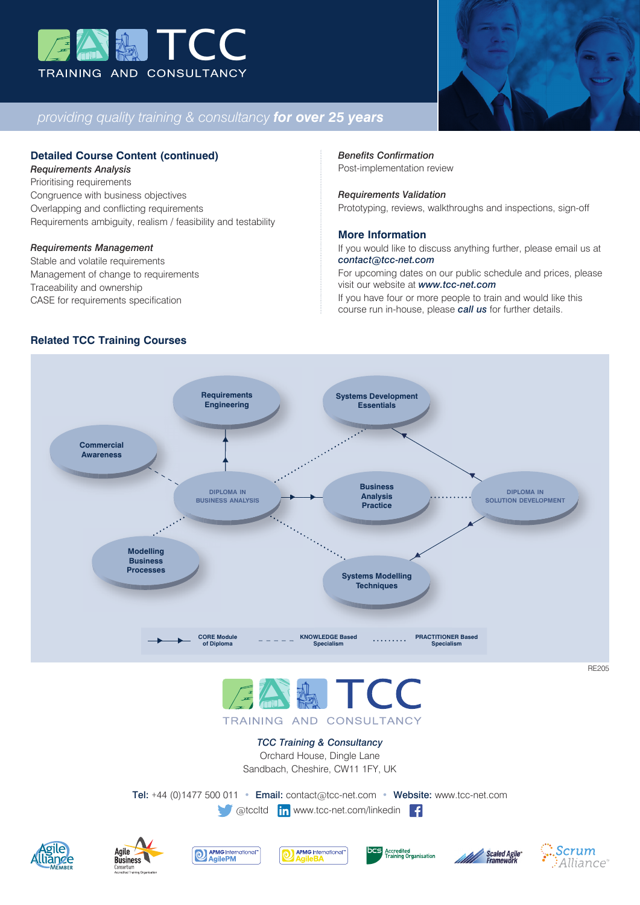TCC
TRAINING AND CONSULTANCY

*providing quality training & consultancy* ***for over 25 years***

## Detailed Course Content (continued)

*Requirements Analysis*
Prioritising requirements
Congruence with business objectives
Overlapping and conflicting requirements
Requirements ambiguity, realism / feasibility and testability

*Requirements Management*
Stable and volatile requirements
Management of change to requirements
Traceability and ownership
CASE for requirements specification

*Benefits Confirmation*
Post-implementation review

*Requirements Validation*
Prototyping, reviews, walkthroughs and inspections, sign-off

## More Information

If you would like to discuss anything further, please email us at ***contact@tcc-net.com***

For upcoming dates on our public schedule and prices, please visit our website at ***www.tcc-net.com***

If you have four or more people to train and would like this course run in-house, please ***call us*** for further details.

## Related TCC Training Courses

Requirements Engineering
Systems Development Essentials
Commercial Awareness
DIPLOMA IN BUSINESS ANALYSIS
Business Analysis Practice
DIPLOMA IN SOLUTION DEVELOPMENT
Modelling Business Processes
Systems Modelling Techniques

CORE Module of Diploma
KNOWLEDGE Based Specialism
PRACTITIONER Based Specialism

RE205

TCC
TRAINING AND CONSULTANCY

*TCC Training & Consultancy*
Orchard House, Dingle Lane
Sandbach, Cheshire, CW11 1FY, UK

**Tel:** +44 (0)1477 500 011 • **Email:** contact@tcc-net.com • **Website:** www.tcc-net.com
@tccltd www.tcc-net.com/linkedin

Agile Alliance Member | Agile Business Consortium | APMG International AgilePM | APMG International AgileBA | BCS Accredited Training Organisation | Scaled Agile Framework | Scrum Alliance